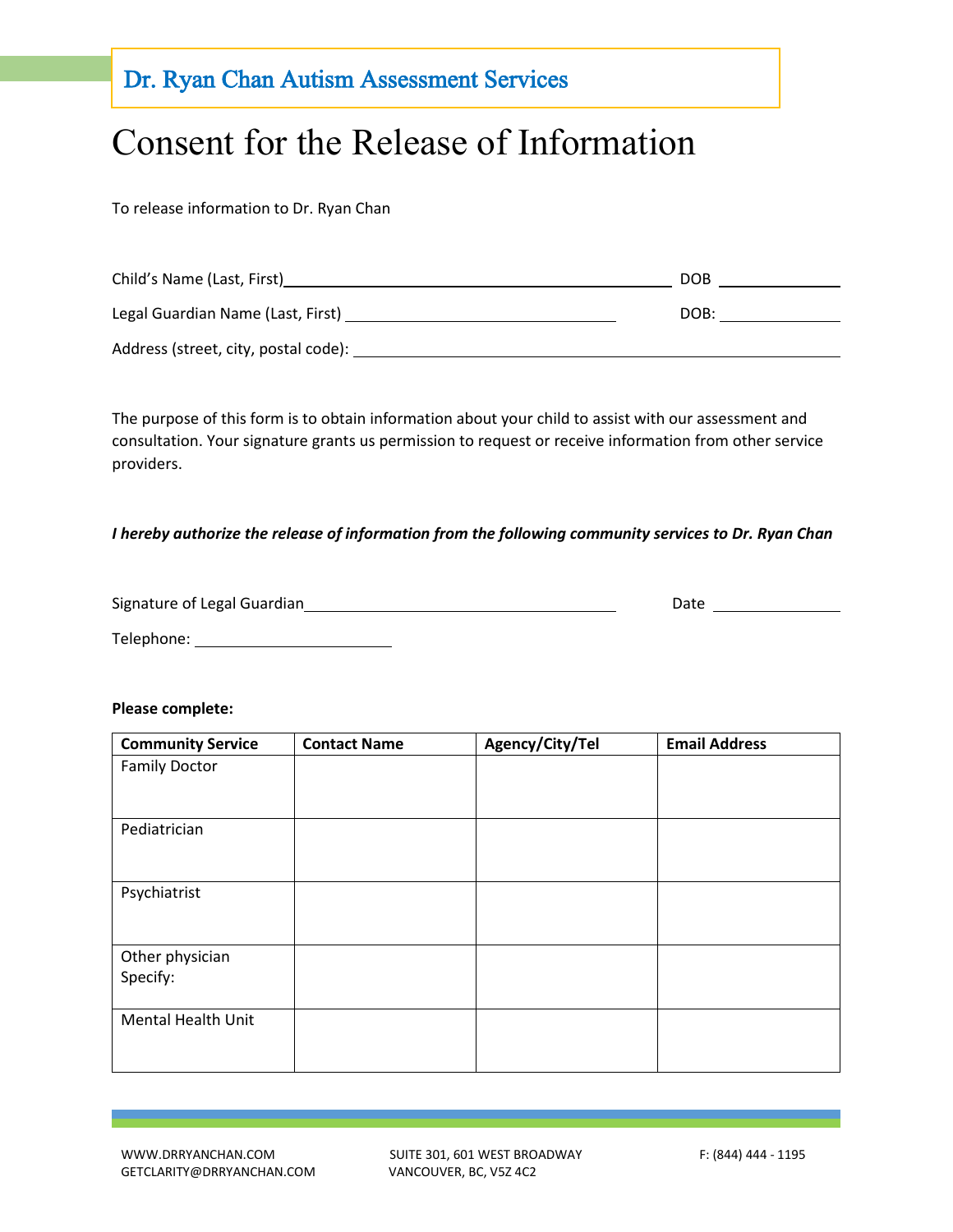Dr. Ryan Chan Autism Assessment Services

# Consent for the Release of Information

To release information to Dr. Ryan Chan

Child's Name (Last, First)\_\_\_\_\_\_\_\_\_\_\_\_\_\_\_\_\_\_\_\_\_\_\_\_\_\_\_\_ DOB \_\_\_\_\_\_\_\_\_\_

Legal Guardian Name (Last, First) \_\_\_\_\_\_\_\_\_\_\_\_\_\_\_\_\_\_\_\_\_\_\_\_ DOB: \_\_\_\_\_\_\_\_\_\_

Address (street, city, postal code): \_\_\_\_\_\_\_\_\_\_\_\_\_\_\_\_\_\_\_\_\_\_\_\_\_\_\_\_\_\_\_\_\_\_

The purpose of this form is to obtain information about your child to assist with our assessment and consultation. Your signature grants us permission to request or receive information from other service providers.

***I hereby authorize the release of information from the following community services to Dr. Ryan Chan***

Signature of Legal Guardian\_\_\_\_\_\_\_\_\_\_\_\_\_\_\_\_\_\_\_\_\_\_\_\_\_\_ Date \_\_\_\_\_\_\_\_\_\_

Telephone: \_\_\_\_\_\_\_\_\_\_\_\_\_\_\_\_\_\_

**Please complete:**

| Community Service | Contact Name | Agency/City/Tel | Email Address |
| --- | --- | --- | --- |
| Family Doctor | | | |
| Pediatrician | | | |
| Psychiatrist | | | |
| Other physician Specify: | | | |
| Mental Health Unit | | | |

WWW.DRRYANCHAN.COM
GETCLARITY@DRRYANCHAN.COM

SUITE 301, 601 WEST BROADWAY
VANCOUVER, BC, V5Z 4C2

F: (844) 444 - 1195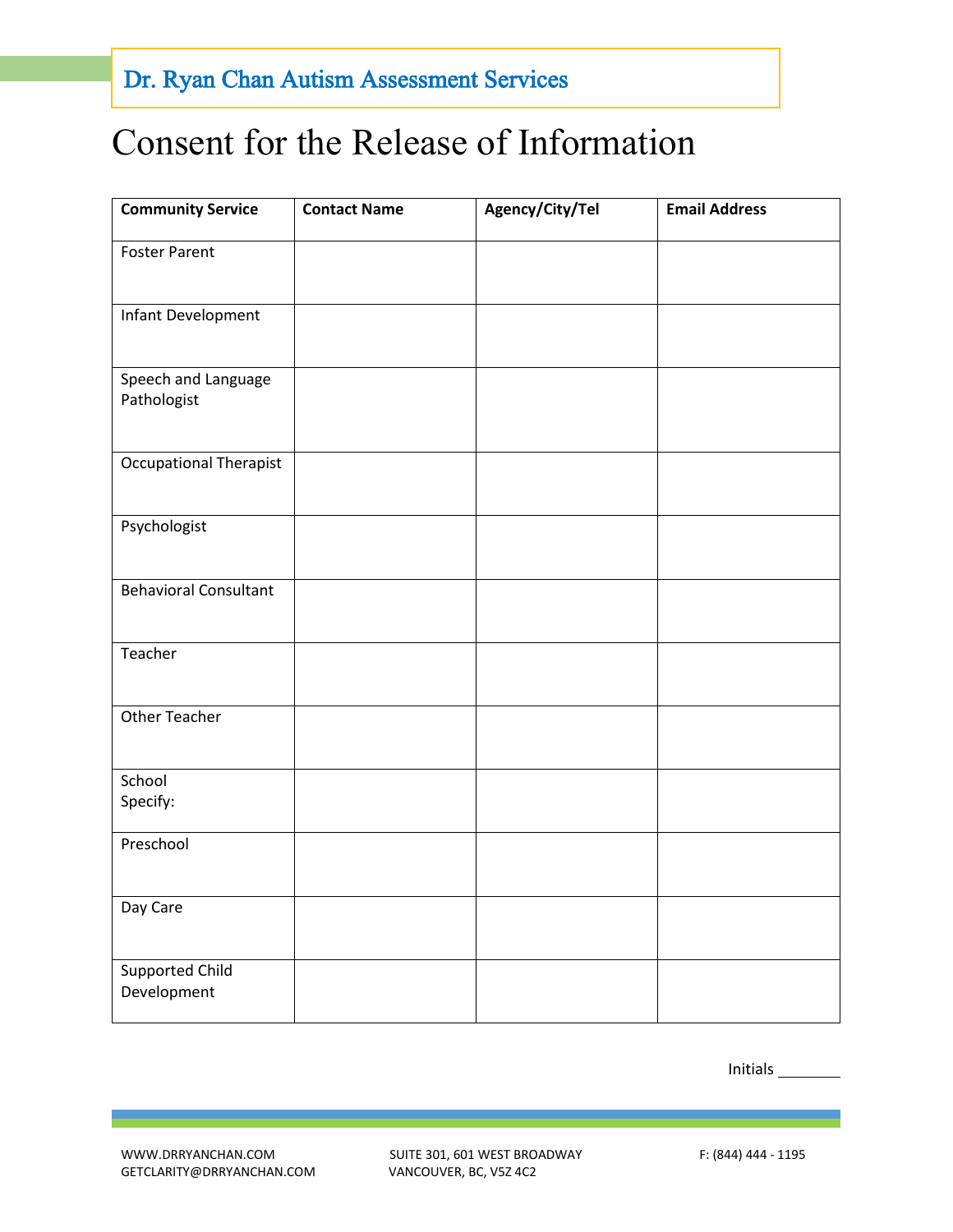Dr. Ryan Chan Autism Assessment Services

# Consent for the Release of Information

| Community Service | Contact Name | Agency/City/Tel | Email Address |
|---|---|---|---|
| Foster Parent | | | |
| Infant Development | | | |
| Speech and Language Pathologist | | | |
| Occupational Therapist | | | |
| Psychologist | | | |
| Behavioral Consultant | | | |
| Teacher | | | |
| Other Teacher | | | |
| School Specify: | | | |
| Preschool | | | |
| Day Care | | | |
| Supported Child Development | | | |

Initials ________

WWW.DRRYANCHAN.COM
GETCLARITY@DRRYANCHAN.COM

SUITE 301, 601 WEST BROADWAY
VANCOUVER, BC, V5Z 4C2

F: (844) 444 - 1195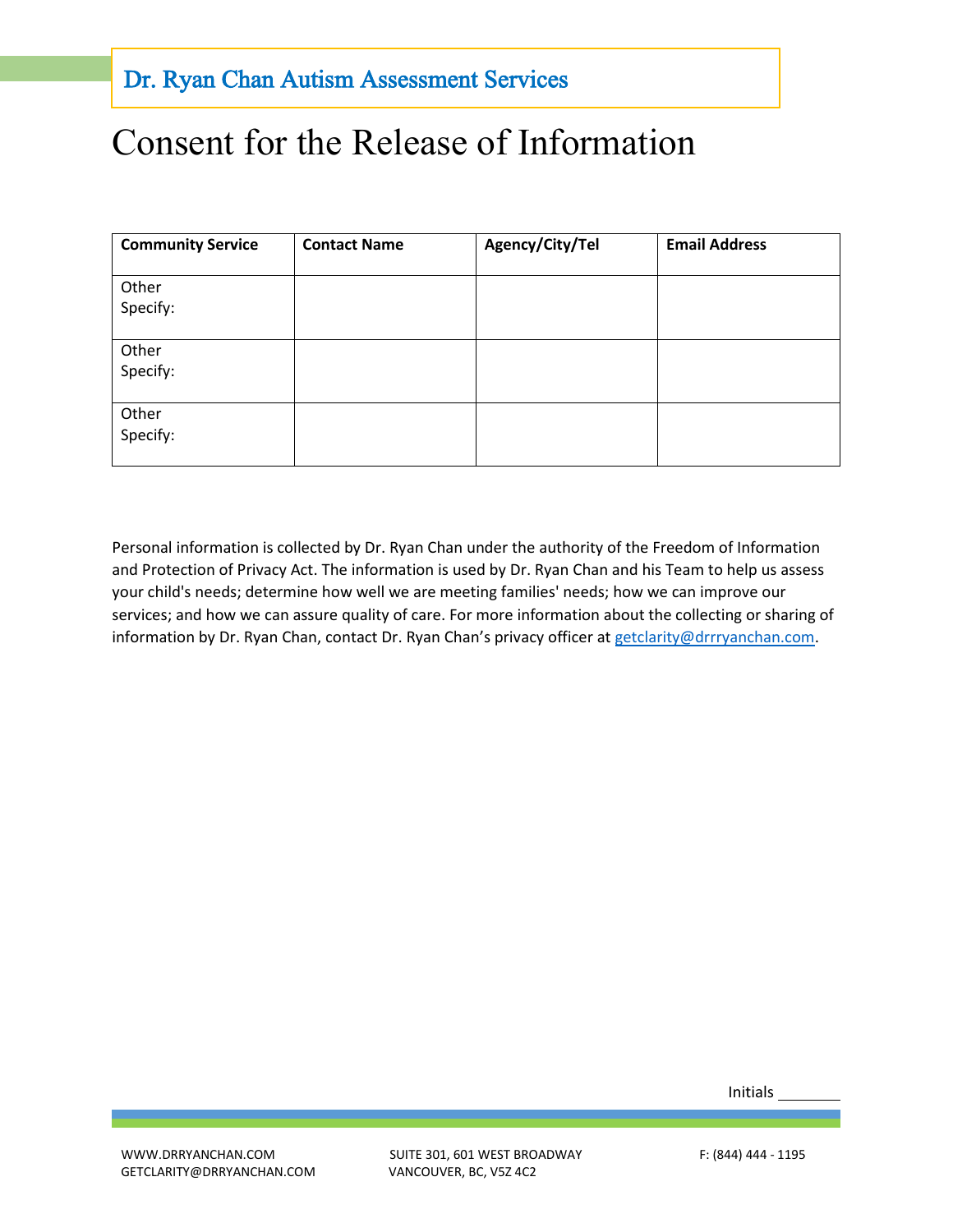# Consent for the Release of Information

| Community Service | Contact Name | Agency/City/Tel | Email Address |
| --- | --- | --- | --- |
| Other<br>Specify: | | | |
| Other<br>Specify: | | | |
| Other<br>Specify: | | | |

Personal information is collected by Dr. Ryan Chan under the authority of the Freedom of Information and Protection of Privacy Act. The information is used by Dr. Ryan Chan and his Team to help us assess your child's needs; determine how well we are meeting families' needs; how we can improve our services; and how we can assure quality of care. For more information about the collecting or sharing of information by Dr. Ryan Chan, contact Dr. Ryan Chan's privacy officer at getclarity@drrryanchan.com.

Initials ________